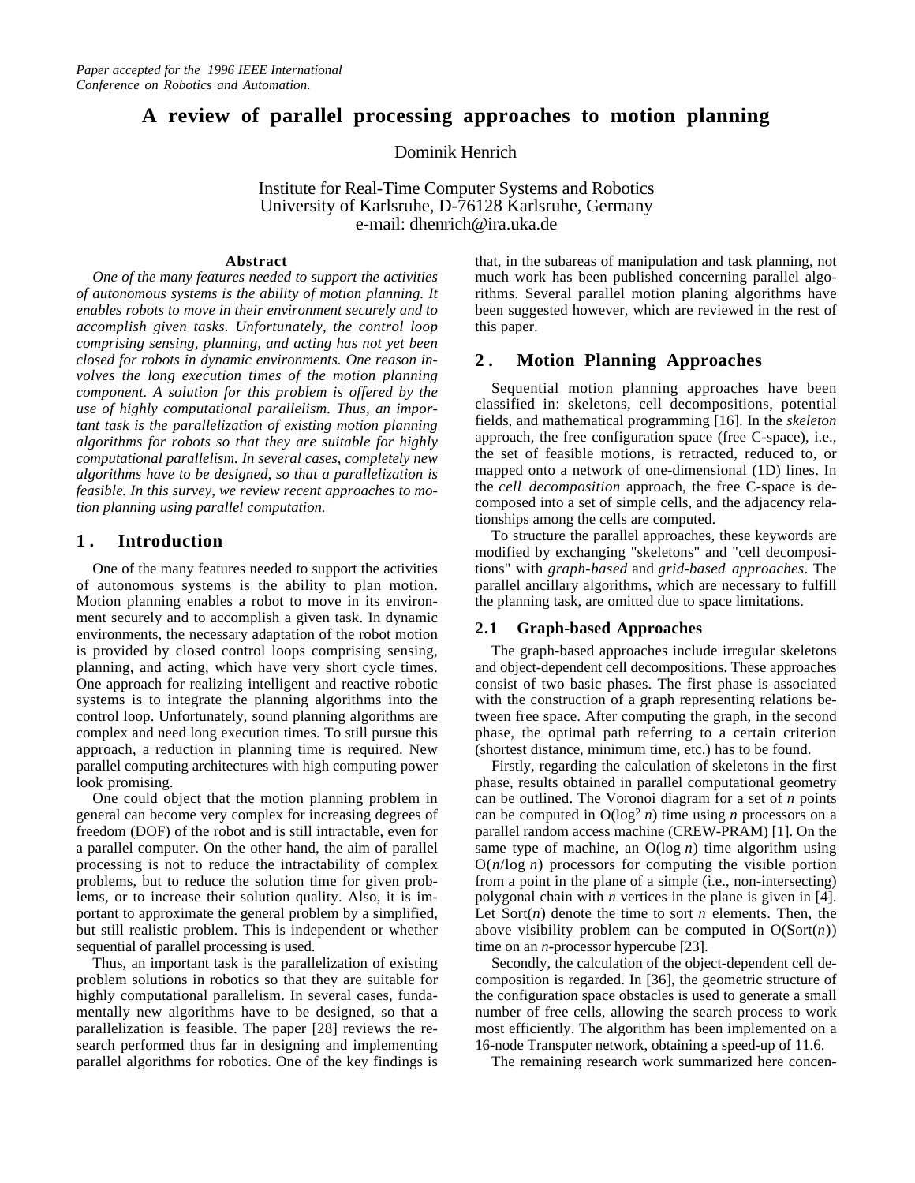*Paper accepted for the 1996 IEEE International Conference on Robotics and Automation.*

# A review of parallel processing approaches to motion planning

Dominik Henrich

Institute for Real-Time Computer Systems and Robotics
University of Karlsruhe, D-76128 Karlsruhe, Germany
e-mail: dhenrich@ira.uka.de

### Abstract

*One of the many features needed to support the activities of autonomous systems is the ability of motion planning. It enables robots to move in their environment securely and to accomplish given tasks. Unfortunately, the control loop comprising sensing, planning, and acting has not yet been closed for robots in dynamic environments. One reason involves the long execution times of the motion planning component. A solution for this problem is offered by the use of highly computational parallelism. Thus, an important task is the parallelization of existing motion planning algorithms for robots so that they are suitable for highly computational parallelism. In several cases, completely new algorithms have to be designed, so that a parallelization is feasible. In this survey, we review recent approaches to motion planning using parallel computation.*

## 1. Introduction

One of the many features needed to support the activities of autonomous systems is the ability to plan motion. Motion planning enables a robot to move in its environment securely and to accomplish a given task. In dynamic environments, the necessary adaptation of the robot motion is provided by closed control loops comprising sensing, planning, and acting, which have very short cycle times. One approach for realizing intelligent and reactive robotic systems is to integrate the planning algorithms into the control loop. Unfortunately, sound planning algorithms are complex and need long execution times. To still pursue this approach, a reduction in planning time is required. New parallel computing architectures with high computing power look promising.

One could object that the motion planning problem in general can become very complex for increasing degrees of freedom (DOF) of the robot and is still intractable, even for a parallel computer. On the other hand, the aim of parallel processing is not to reduce the intractability of complex problems, but to reduce the solution time for given problems, or to increase their solution quality. Also, it is important to approximate the general problem by a simplified, but still realistic problem. This is independent or whether sequential of parallel processing is used.

Thus, an important task is the parallelization of existing problem solutions in robotics so that they are suitable for highly computational parallelism. In several cases, fundamentally new algorithms have to be designed, so that a parallelization is feasible. The paper [28] reviews the research performed thus far in designing and implementing parallel algorithms for robotics. One of the key findings is that, in the subareas of manipulation and task planning, not much work has been published concerning parallel algorithms. Several parallel motion planing algorithms have been suggested however, which are reviewed in the rest of this paper.

## 2. Motion Planning Approaches

Sequential motion planning approaches have been classified in: skeletons, cell decompositions, potential fields, and mathematical programming [16]. In the *skeleton* approach, the free configuration space (free C-space), i.e., the set of feasible motions, is retracted, reduced to, or mapped onto a network of one-dimensional (1D) lines. In the *cell decomposition* approach, the free C-space is decomposed into a set of simple cells, and the adjacency relationships among the cells are computed.

To structure the parallel approaches, these keywords are modified by exchanging "skeletons" and "cell decompositions" with *graph-based* and *grid-based approaches*. The parallel ancillary algorithms, which are necessary to fulfill the planning task, are omitted due to space limitations.

### 2.1 Graph-based Approaches

The graph-based approaches include irregular skeletons and object-dependent cell decompositions. These approaches consist of two basic phases. The first phase is associated with the construction of a graph representing relations between free space. After computing the graph, in the second phase, the optimal path referring to a certain criterion (shortest distance, minimum time, etc.) has to be found.

Firstly, regarding the calculation of skeletons in the first phase, results obtained in parallel computational geometry can be outlined. The Voronoi diagram for a set of $n$ points can be computed in $O(\log^2 n)$ time using $n$ processors on a parallel random access machine (CREW-PRAM) [1]. On the same type of machine, an $O(\log n)$ time algorithm using $O(n/\log n)$ processors for computing the visible portion from a point in the plane of a simple (i.e., non-intersecting) polygonal chain with $n$ vertices in the plane is given in [4]. Let Sort($n$) denote the time to sort $n$ elements. Then, the above visibility problem can be computed in O(Sort($n$)) time on an $n$-processor hypercube [23].

Secondly, the calculation of the object-dependent cell decomposition is regarded. In [36], the geometric structure of the configuration space obstacles is used to generate a small number of free cells, allowing the search process to work most efficiently. The algorithm has been implemented on a 16-node Transputer network, obtaining a speed-up of 11.6.

The remaining research work summarized here concen-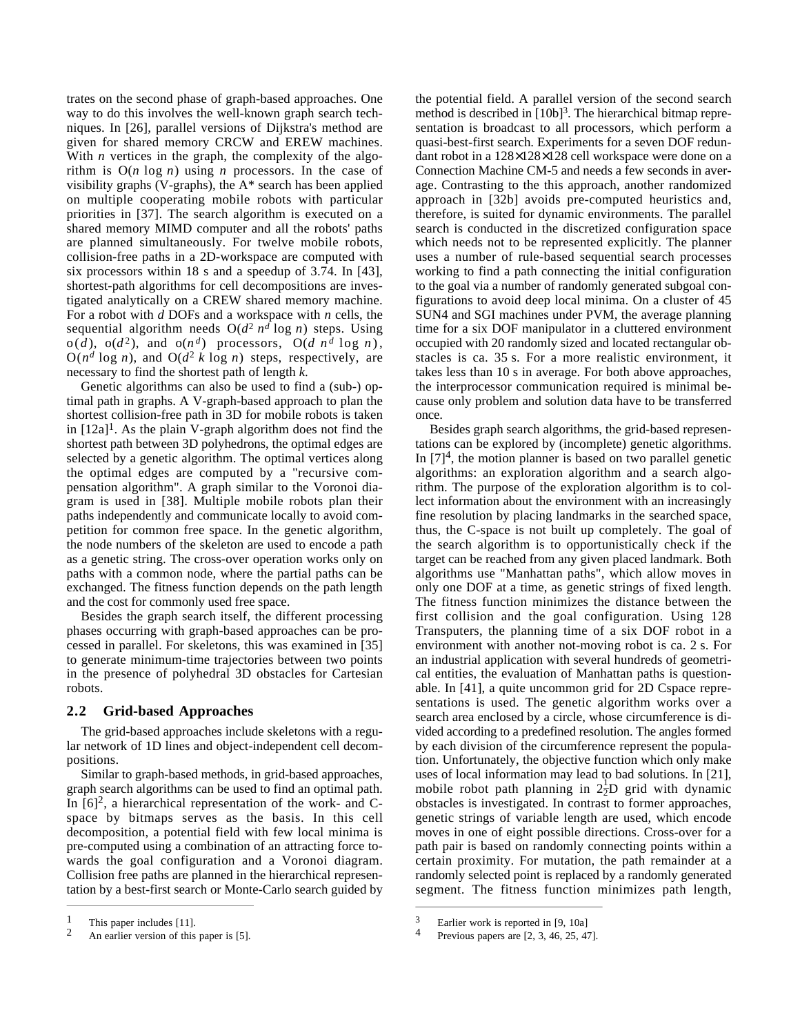trates on the second phase of graph-based approaches. One way to do this involves the well-known graph search techniques. In [26], parallel versions of Dijkstra's method are given for shared memory CRCW and EREW machines. With $n$ vertices in the graph, the complexity of the algorithm is $O(n \log n)$ using $n$ processors. In the case of visibility graphs (V-graphs), the A* search has been applied on multiple cooperating mobile robots with particular priorities in [37]. The search algorithm is executed on a shared memory MIMD computer and all the robots' paths are planned simultaneously. For twelve mobile robots, collision-free paths in a 2D-workspace are computed with six processors within 18 s and a speedup of 3.74. In [43], shortest-path algorithms for cell decompositions are investigated analytically on a CREW shared memory machine. For a robot with $d$ DOFs and a workspace with $n$ cells, the sequential algorithm needs $O(d^2 n^d \log n)$ steps. Using $o(d)$, $o(d^2)$, and $o(n^d)$ processors, $O(d\, n^d \log n)$, $O(n^d \log n)$, and $O(d^2 k \log n)$ steps, respectively, are necessary to find the shortest path of length $k$.

Genetic algorithms can also be used to find a (sub-) optimal path in graphs. A V-graph-based approach to plan the shortest collision-free path in 3D for mobile robots is taken in [12a][1]. As the plain V-graph algorithm does not find the shortest path between 3D polyhedrons, the optimal edges are selected by a genetic algorithm. The optimal vertices along the optimal edges are computed by a "recursive compensation algorithm". A graph similar to the Voronoi diagram is used in [38]. Multiple mobile robots plan their paths independently and communicate locally to avoid competition for common free space. In the genetic algorithm, the node numbers of the skeleton are used to encode a path as a genetic string. The cross-over operation works only on paths with a common node, where the partial paths can be exchanged. The fitness function depends on the path length and the cost for commonly used free space.

Besides the graph search itself, the different processing phases occurring with graph-based approaches can be processed in parallel. For skeletons, this was examined in [35] to generate minimum-time trajectories between two points in the presence of polyhedral 3D obstacles for Cartesian robots.

## 2.2 Grid-based Approaches

The grid-based approaches include skeletons with a regular network of 1D lines and object-independent cell decompositions.

Similar to graph-based methods, in grid-based approaches, graph search algorithms can be used to find an optimal path. In [6][2], a hierarchical representation of the work- and C-space by bitmaps serves as the basis. In this cell decomposition, a potential field with few local minima is pre-computed using a combination of an attracting force towards the goal configuration and a Voronoi diagram. Collision free paths are planned in the hierarchical representation by a best-first search or Monte-Carlo search guided by the potential field. A parallel version of the second search method is described in [10b][3]. The hierarchical bitmap representation is broadcast to all processors, which perform a quasi-best-first search. Experiments for a seven DOF redundant robot in a 128×128×128 cell workspace were done on a Connection Machine CM-5 and needs a few seconds in average. Contrasting to the this approach, another randomized approach in [32b] avoids pre-computed heuristics and, therefore, is suited for dynamic environments. The parallel search is conducted in the discretized configuration space which needs not to be represented explicitly. The planner uses a number of rule-based sequential search processes working to find a path connecting the initial configuration to the goal via a number of randomly generated subgoal configurations to avoid deep local minima. On a cluster of 45 SUN4 and SGI machines under PVM, the average planning time for a six DOF manipulator in a cluttered environment occupied with 20 randomly sized and located rectangular obstacles is ca. 35 s. For a more realistic environment, it takes less than 10 s in average. For both above approaches, the interprocessor communication required is minimal because only problem and solution data have to be transferred once.

Besides graph search algorithms, the grid-based representations can be explored by (incomplete) genetic algorithms. In [7][4], the motion planner is based on two parallel genetic algorithms: an exploration algorithm and a search algorithm. The purpose of the exploration algorithm is to collect information about the environment with an increasingly fine resolution by placing landmarks in the searched space, thus, the C-space is not built up completely. The goal of the search algorithm is to opportunistically check if the target can be reached from any given placed landmark. Both algorithms use "Manhattan paths", which allow moves in only one DOF at a time, as genetic strings of fixed length. The fitness function minimizes the distance between the first collision and the goal configuration. Using 128 Transputers, the planning time of a six DOF robot in a environment with another not-moving robot is ca. 2 s. For an industrial application with several hundreds of geometrical entities, the evaluation of Manhattan paths is questionable. In [41], a quite uncommon grid for 2D Cspace representations is used. The genetic algorithm works over a search area enclosed by a circle, whose circumference is divided according to a predefined resolution. The angles formed by each division of the circumference represent the population. Unfortunately, the objective function which only make uses of local information may lead to bad solutions. In [21], mobile robot path planning in $2\frac{1}{2}$D grid with dynamic obstacles is investigated. In contrast to former approaches, genetic strings of variable length are used, which encode moves in one of eight possible directions. Cross-over for a path pair is based on randomly connecting points within a certain proximity. For mutation, the path remainder at a randomly selected point is replaced by a randomly generated segment. The fitness function minimizes path length,

---

[1] This paper includes [11].

[2] An earlier version of this paper is [5].

[3] Earlier work is reported in [9, 10a]

[4] Previous papers are [2, 3, 46, 25, 47].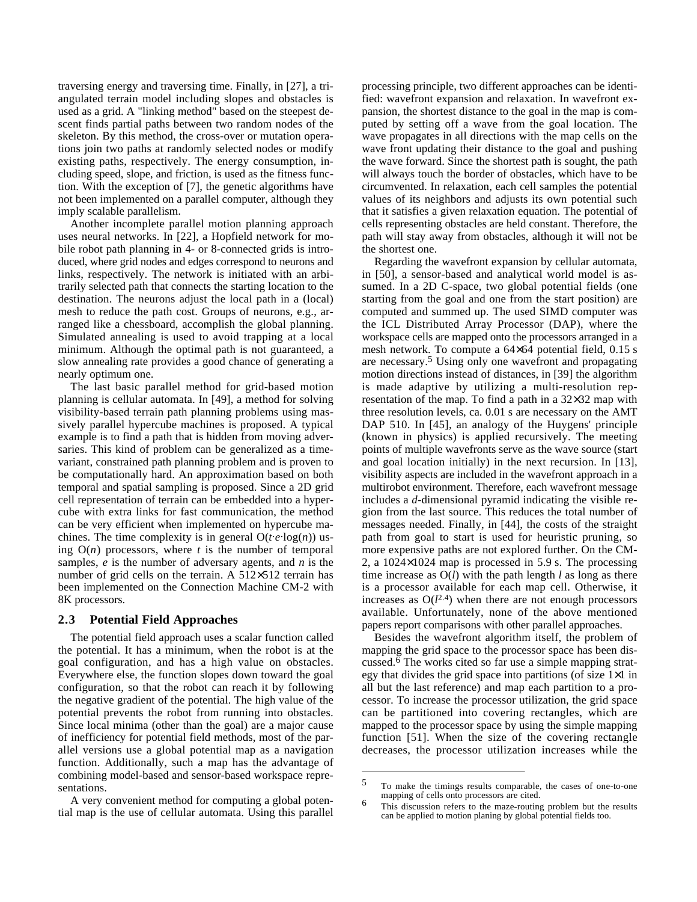traversing energy and traversing time. Finally, in [27], a triangulated terrain model including slopes and obstacles is used as a grid. A "linking method" based on the steepest descent finds partial paths between two random nodes of the skeleton. By this method, the cross-over or mutation operations join two paths at randomly selected nodes or modify existing paths, respectively. The energy consumption, including speed, slope, and friction, is used as the fitness function. With the exception of [7], the genetic algorithms have not been implemented on a parallel computer, although they imply scalable parallelism.

Another incomplete parallel motion planning approach uses neural networks. In [22], a Hopfield network for mobile robot path planning in 4- or 8-connected grids is introduced, where grid nodes and edges correspond to neurons and links, respectively. The network is initiated with an arbitrarily selected path that connects the starting location to the destination. The neurons adjust the local path in a (local) mesh to reduce the path cost. Groups of neurons, e.g., arranged like a chessboard, accomplish the global planning. Simulated annealing is used to avoid trapping at a local minimum. Although the optimal path is not guaranteed, a slow annealing rate provides a good chance of generating a nearly optimum one.

The last basic parallel method for grid-based motion planning is cellular automata. In [49], a method for solving visibility-based terrain path planning problems using massively parallel hypercube machines is proposed. A typical example is to find a path that is hidden from moving adversaries. This kind of problem can be generalized as a time-variant, constrained path planning problem and is proven to be computationally hard. An approximation based on both temporal and spatial sampling is proposed. Since a 2D grid cell representation of terrain can be embedded into a hypercube with extra links for fast communication, the method can be very efficient when implemented on hypercube machines. The time complexity is in general $O(t \cdot e \cdot \log(n))$ using $O(n)$ processors, where $t$ is the number of temporal samples, $e$ is the number of adversary agents, and $n$ is the number of grid cells on the terrain. A 512×512 terrain has been implemented on the Connection Machine CM-2 with 8K processors.

## 2.3 Potential Field Approaches

The potential field approach uses a scalar function called the potential. It has a minimum, when the robot is at the goal configuration, and has a high value on obstacles. Everywhere else, the function slopes down toward the goal configuration, so that the robot can reach it by following the negative gradient of the potential. The high value of the potential prevents the robot from running into obstacles. Since local minima (other than the goal) are a major cause of inefficiency for potential field methods, most of the parallel versions use a global potential map as a navigation function. Additionally, such a map has the advantage of combining model-based and sensor-based workspace representations.

A very convenient method for computing a global potential map is the use of cellular automata. Using this parallel processing principle, two different approaches can be identified: wavefront expansion and relaxation. In wavefront expansion, the shortest distance to the goal in the map is computed by setting off a wave from the goal location. The wave propagates in all directions with the map cells on the wave front updating their distance to the goal and pushing the wave forward. Since the shortest path is sought, the path will always touch the border of obstacles, which have to be circumvented. In relaxation, each cell samples the potential values of its neighbors and adjusts its own potential such that it satisfies a given relaxation equation. The potential of cells representing obstacles are held constant. Therefore, the path will stay away from obstacles, although it will not be the shortest one.

Regarding the wavefront expansion by cellular automata, in [50], a sensor-based and analytical world model is assumed. In a 2D C-space, two global potential fields (one starting from the goal and one from the start position) are computed and summed up. The used SIMD computer was the ICL Distributed Array Processor (DAP), where the workspace cells are mapped onto the processors arranged in a mesh network. To compute a 64×64 potential field, 0.15 s are necessary.[5] Using only one wavefront and propagating motion directions instead of distances, in [39] the algorithm is made adaptive by utilizing a multi-resolution representation of the map. To find a path in a 32×32 map with three resolution levels, ca. 0.01 s are necessary on the AMT DAP 510. In [45], an analogy of the Huygens' principle (known in physics) is applied recursively. The meeting points of multiple wavefronts serve as the wave source (start and goal location initially) in the next recursion. In [13], visibility aspects are included in the wavefront approach in a multirobot environment. Therefore, each wavefront message includes a *d*-dimensional pyramid indicating the visible region from the last source. This reduces the total number of messages needed. Finally, in [44], the costs of the straight path from goal to start is used for heuristic pruning, so more expensive paths are not explored further. On the CM-2, a 1024×1024 map is processed in 5.9 s. The processing time increase as $O(l)$ with the path length $l$ as long as there is a processor available for each map cell. Otherwise, it increases as $O(l^{2.4})$ when there are not enough processors available. Unfortunately, none of the above mentioned papers report comparisons with other parallel approaches.

Besides the wavefront algorithm itself, the problem of mapping the grid space to the processor space has been discussed.[6] The works cited so far use a simple mapping strategy that divides the grid space into partitions (of size 1×1 in all but the last reference) and map each partition to a processor. To increase the processor utilization, the grid space can be partitioned into covering rectangles, which are mapped to the processor space by using the simple mapping function [51]. When the size of the covering rectangle decreases, the processor utilization increases while the

---

5 To make the timings results comparable, the cases of one-to-one mapping of cells onto processors are cited.

6 This discussion refers to the maze-routing problem but the results can be applied to motion planing by global potential fields too.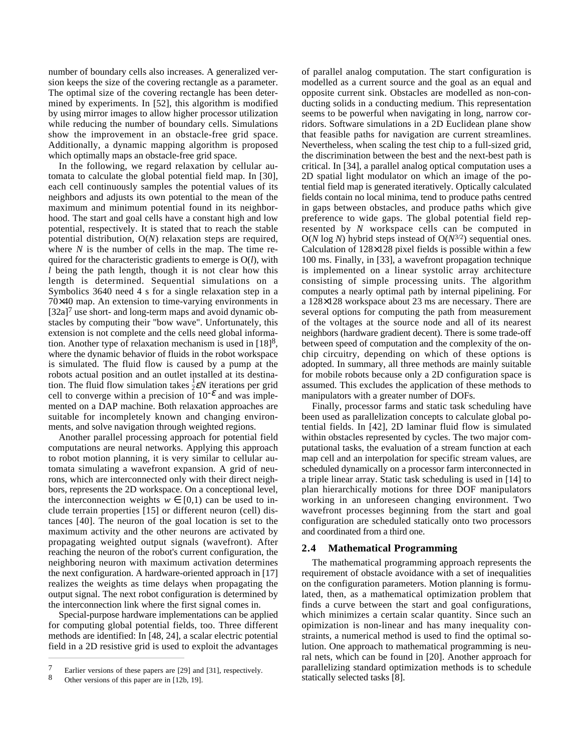number of boundary cells also increases. A generalized version keeps the size of the covering rectangle as a parameter. The optimal size of the covering rectangle has been determined by experiments. In [52], this algorithm is modified by using mirror images to allow higher processor utilization while reducing the number of boundary cells. Simulations show the improvement in an obstacle-free grid space. Additionally, a dynamic mapping algorithm is proposed which optimally maps an obstacle-free grid space.

In the following, we regard relaxation by cellular automata to calculate the global potential field map. In [30], each cell continuously samples the potential values of its neighbors and adjusts its own potential to the mean of the maximum and minimum potential found in its neighborhood. The start and goal cells have a constant high and low potential, respectively. It is stated that to reach the stable potential distribution, $O(N)$ relaxation steps are required, where $N$ is the number of cells in the map. The time required for the characteristic gradients to emerge is $O(l)$, with $l$ being the path length, though it is not clear how this length is determined. Sequential simulations on a Symbolics 3640 need 4 s for a single relaxation step in a 70×40 map. An extension to time-varying environments in [32a][7] use short- and long-term maps and avoid dynamic obstacles by computing their "bow wave". Unfortunately, this extension is not complete and the cells need global information. Another type of relaxation mechanism is used in [18][8], where the dynamic behavior of fluids in the robot workspace is simulated. The fluid flow is caused by a pump at the robots actual position and an outlet installed at its destination. The fluid flow simulation takes $\frac{1}{2}\varepsilon N$ iterations per grid cell to converge within a precision of $10^{-\varepsilon}$ and was implemented on a DAP machine. Both relaxation approaches are suitable for incompletely known and changing environments, and solve navigation through weighted regions.

Another parallel processing approach for potential field computations are neural networks. Applying this approach to robot motion planning, it is very similar to cellular automata simulating a wavefront expansion. A grid of neurons, which are interconnected only with their direct neighbors, represents the 2D workspace. On a conceptional level, the interconnection weights $w \in [0,1)$ can be used to include terrain properties [15] or different neuron (cell) distances [40]. The neuron of the goal location is set to the maximum activity and the other neurons are activated by propagating weighted output signals (wavefront). After reaching the neuron of the robot's current configuration, the neighboring neuron with maximum activation determines the next configuration. A hardware-oriented approach in [17] realizes the weights as time delays when propagating the output signal. The next robot configuration is determined by the interconnection link where the first signal comes in.

Special-purpose hardware implementations can be applied for computing global potential fields, too. Three different methods are identified: In [48, 24], a scalar electric potential field in a 2D resistive grid is used to exploit the advantages of parallel analog computation. The start configuration is modelled as a current source and the goal as an equal and opposite current sink. Obstacles are modelled as non-conducting solids in a conducting medium. This representation seems to be powerful when navigating in long, narrow corridors. Software simulations in a 2D Euclidean plane show that feasible paths for navigation are current streamlines. Nevertheless, when scaling the test chip to a full-sized grid, the discrimination between the best and the next-best path is critical. In [34], a parallel analog optical computation uses a 2D spatial light modulator on which an image of the potential field map is generated iteratively. Optically calculated fields contain no local minima, tend to produce paths centred in gaps between obstacles, and produce paths which give preference to wide gaps. The global potential field represented by $N$ workspace cells can be computed in $O(N \log N)$ hybrid steps instead of $O(N^{3/2})$ sequential ones. Calculation of 128×128 pixel fields is possible within a few 100 ms. Finally, in [33], a wavefront propagation technique is implemented on a linear systolic array architecture consisting of simple processing units. The algorithm computes a nearly optimal path by internal pipelining. For a 128×128 workspace about 23 ms are necessary. There are several options for computing the path from measurement of the voltages at the source node and all of its nearest neighbors (hardware gradient decent). There is some trade-off between speed of computation and the complexity of the on-chip circuitry, depending on which of these options is adopted. In summary, all three methods are mainly suitable for mobile robots because only a 2D configuration space is assumed. This excludes the application of these methods to manipulators with a greater number of DOFs.

Finally, processor farms and static task scheduling have been used as parallelization concepts to calculate global potential fields. In [42], 2D laminar fluid flow is simulated within obstacles represented by cycles. The two major computational tasks, the evaluation of a stream function at each map cell and an interpolation for specific stream values, are scheduled dynamically on a processor farm interconnected in a triple linear array. Static task scheduling is used in [14] to plan hierarchically motions for three DOF manipulators working in an unforeseen changing environment. Two wavefront processes beginning from the start and goal configuration are scheduled statically onto two processors and coordinated from a third one.

## 2.4 Mathematical Programming

The mathematical programming approach represents the requirement of obstacle avoidance with a set of inequalities on the configuration parameters. Motion planning is formulated, then, as a mathematical optimization problem that finds a curve between the start and goal configurations, which minimizes a certain scalar quantity. Since such an opimization is non-linear and has many inequality constraints, a numerical method is used to find the optimal solution. One approach to mathematical programming is neural nets, which can be found in [20]. Another approach for parallelizing standard optimization methods is to schedule statically selected tasks [8].

---

[7] Earlier versions of these papers are [29] and [31], respectively.

[8] Other versions of this paper are in [12b, 19].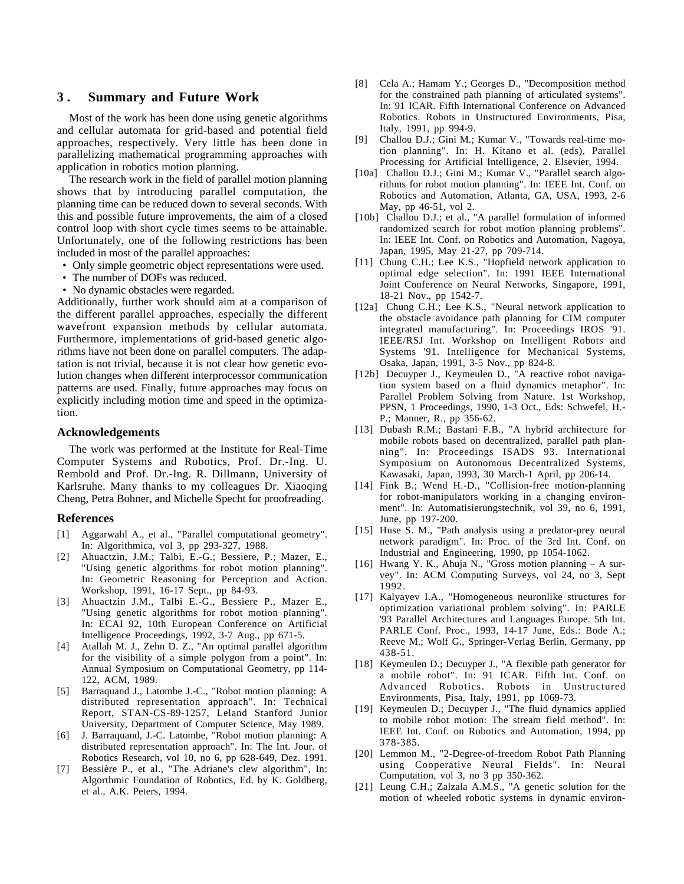## 3. Summary and Future Work

Most of the work has been done using genetic algorithms and cellular automata for grid-based and potential field approaches, respectively. Very little has been done in parallelizing mathematical programming approaches with application in robotics motion planning.

The research work in the field of parallel motion planning shows that by introducing parallel computation, the planning time can be reduced down to several seconds. With this and possible future improvements, the aim of a closed control loop with short cycle times seems to be attainable. Unfortunately, one of the following restrictions has been included in most of the parallel approaches:

- Only simple geometric object representations were used.
- The number of DOFs was reduced.
- No dynamic obstacles were regarded.

Additionally, further work should aim at a comparison of the different parallel approaches, especially the different wavefront expansion methods by cellular automata. Furthermore, implementations of grid-based genetic algorithms have not been done on parallel computers. The adaptation is not trivial, because it is not clear how genetic evolution changes when different interprocessor communication patterns are used. Finally, future approaches may focus on explicitly including motion time and speed in the optimization.

### Acknowledgements

The work was performed at the Institute for Real-Time Computer Systems and Robotics, Prof. Dr.-Ing. U. Rembold and Prof. Dr.-Ing. R. Dillmann, University of Karlsruhe. Many thanks to my colleagues Dr. Xiaoqing Cheng, Petra Bohner, and Michelle Specht for proofreading.

### References

[1] Aggarwahl A., et al., "Parallel computational geometry". In: Algorithmica, vol 3, pp 293-327, 1988.

[2] Ahuactzin, J.M.; Talbi, E.-G.; Bessiere, P.; Mazer, E., "Using genetic algorithms for robot motion planning". In: Geometric Reasoning for Perception and Action. Workshop, 1991, 16-17 Sept., pp 84-93.

[3] Ahuactzin J.M., Talbi E.-G., Bessiere P., Mazer E., "Using genetic algorithms for robot motion planning". In: ECAI 92, 10th European Conference on Artificial Intelligence Proceedings, 1992, 3-7 Aug., pp 671-5.

[4] Atallah M. J., Zehn D. Z., "An optimal parallel algorithm for the visibility of a simple polygon from a point". In: Annual Symposium on Computational Geometry, pp 114-122, ACM, 1989.

[5] Barraquand J., Latombe J.-C., "Robot motion planning: A distributed representation approach". In: Technical Report, STAN-CS-89-1257, Leland Stanford Junior University, Department of Computer Science, May 1989.

[6] J. Barraquand, J.-C. Latombe, "Robot motion planning: A distributed representation approach". In: The Int. Jour. of Robotics Research, vol 10, no 6, pp 628-649, Dez. 1991.

[7] Bessière P., et al., "The Adriane's clew algorithm", In: Algorthmic Foundation of Robotics, Ed. by K. Goldberg, et al., A.K. Peters, 1994.

[8] Cela A.; Hamam Y.; Georges D., "Decomposition method for the constrained path planning of articulated systems". In: 91 ICAR. Fifth International Conference on Advanced Robotics. Robots in Unstructured Environments, Pisa, Italy, 1991, pp 994-9.

[9] Challou D.J.; Gini M.; Kumar V., "Towards real-time motion planning". In: H. Kitano et al. (eds), Parallel Processing for Artificial Intelligence, 2. Elsevier, 1994.

[10a] Challou D.J.; Gini M.; Kumar V., "Parallel search algorithms for robot motion planning". In: IEEE Int. Conf. on Robotics and Automation, Atlanta, GA, USA, 1993, 2-6 May, pp 46-51, vol 2.

[10b] Challou D.J.; et al., "A parallel formulation of informed randomized search for robot motion planning problems". In: IEEE Int. Conf. on Robotics and Automation, Nagoya, Japan, 1995, May 21-27, pp 709-714.

[11] Chung C.H.; Lee K.S., "Hopfield network application to optimal edge selection". In: 1991 IEEE International Joint Conference on Neural Networks, Singapore, 1991, 18-21 Nov., pp 1542-7.

[12a] Chung C.H.; Lee K.S., "Neural network application to the obstacle avoidance path planning for CIM computer integrated manufacturing". In: Proceedings IROS '91. IEEE/RSJ Int. Workshop on Intelligent Robots and Systems '91. Intelligence for Mechanical Systems, Osaka, Japan, 1991, 3-5 Nov., pp 824-8.

[12b] Decuyper J., Keymeulen D., "A reactive robot navigation system based on a fluid dynamics metaphor". In: Parallel Problem Solving from Nature. 1st Workshop, PPSN, 1 Proceedings, 1990, 1-3 Oct., Eds: Schwefel, H.-P.; Manner, R., pp 356-62.

[13] Dubash R.M.; Bastani F.B., "A hybrid architecture for mobile robots based on decentralized, parallel path planning". In: Proceedings ISADS 93. International Symposium on Autonomous Decentralized Systems, Kawasaki, Japan, 1993, 30 March-1 April, pp 206-14.

[14] Fink B.; Wend H.-D., "Collision-free motion-planning for robot-manipulators working in a changing environment". In: Automatisierungstechnik, vol 39, no 6, 1991, June, pp 197-200.

[15] Huse S. M., "Path analysis using a predator-prey neural network paradigm". In: Proc. of the 3rd Int. Conf. on Industrial and Engineering, 1990, pp 1054-1062.

[16] Hwang Y. K., Ahuja N., "Gross motion planning – A survey". In: ACM Computing Surveys, vol 24, no 3, Sept 1992.

[17] Kalyayev I.A., "Homogeneous neuronlike structures for optimization variational problem solving". In: PARLE '93 Parallel Architectures and Languages Europe. 5th Int. PARLE Conf. Proc., 1993, 14-17 June, Eds.: Bode A.; Reeve M.; Wolf G., Springer-Verlag Berlin, Germany, pp 438-51.

[18] Keymeulen D.; Decuyper J., "A flexible path generator for a mobile robot". In: 91 ICAR. Fifth Int. Conf. on Advanced Robotics. Robots in Unstructured Environments, Pisa, Italy, 1991, pp 1069-73.

[19] Keymeulen D.; Decuyper J., "The fluid dynamics applied to mobile robot motion: The stream field method". In: IEEE Int. Conf. on Robotics and Automation, 1994, pp 378-385.

[20] Lemmon M., "2-Degree-of-freedom Robot Path Planning using Cooperative Neural Fields". In: Neural Computation, vol 3, no 3 pp 350-362.

[21] Leung C.H.; Zalzala A.M.S., "A genetic solution for the motion of wheeled robotic systems in dynamic environ-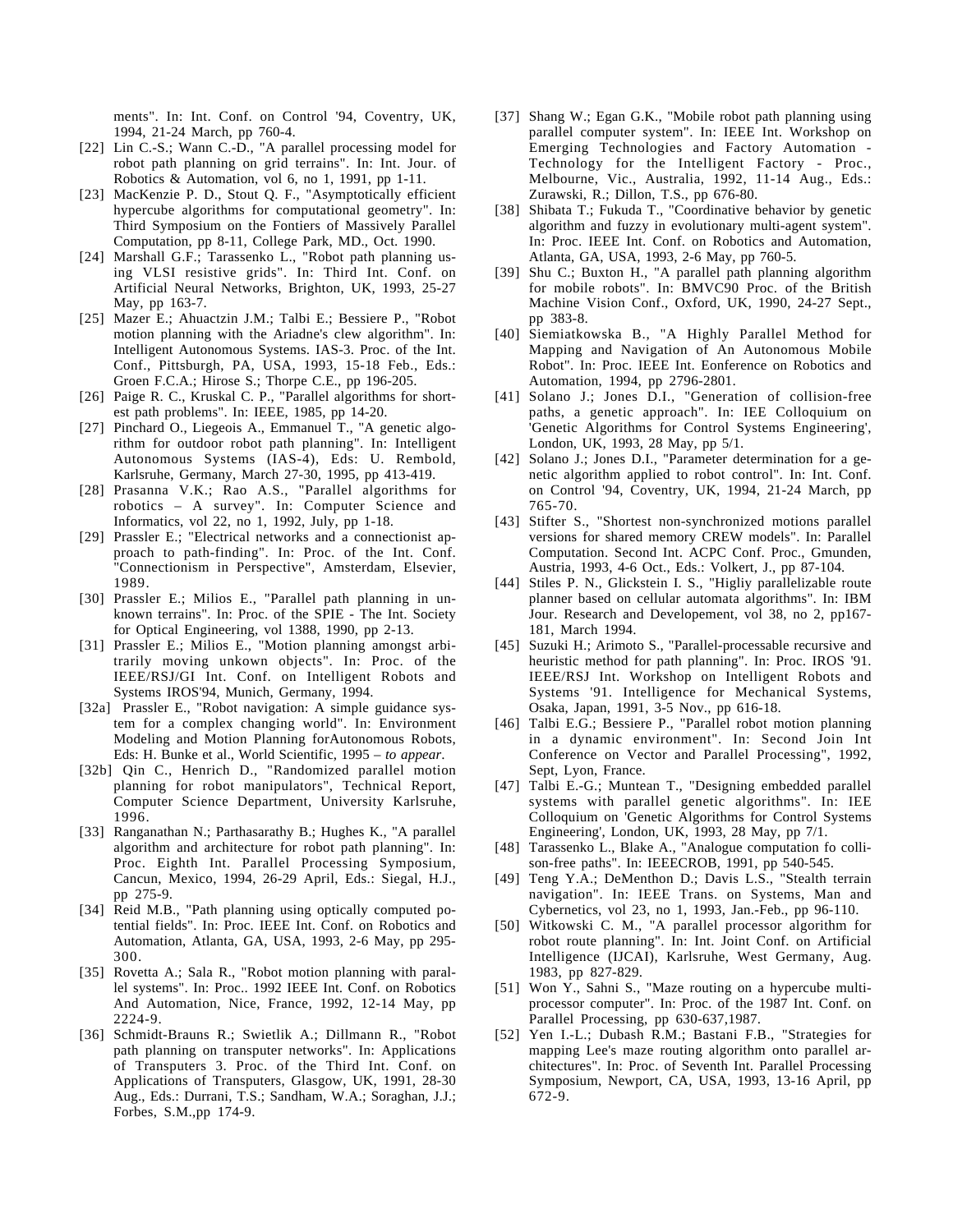ments". In: Int. Conf. on Control '94, Coventry, UK, 1994, 21-24 March, pp 760-4.

[22] Lin C.-S.; Wann C.-D., "A parallel processing model for robot path planning on grid terrains". In: Int. Jour. of Robotics & Automation, vol 6, no 1, 1991, pp 1-11.

[23] MacKenzie P. D., Stout Q. F., "Asymptotically efficient hypercube algorithms for computational geometry". In: Third Symposium on the Fontiers of Massively Parallel Computation, pp 8-11, College Park, MD., Oct. 1990.

[24] Marshall G.F.; Tarassenko L., "Robot path planning using VLSI resistive grids". In: Third Int. Conf. on Artificial Neural Networks, Brighton, UK, 1993, 25-27 May, pp 163-7.

[25] Mazer E.; Ahuactzin J.M.; Talbi E.; Bessiere P., "Robot motion planning with the Ariadne's clew algorithm". In: Intelligent Autonomous Systems. IAS-3. Proc. of the Int. Conf., Pittsburgh, PA, USA, 1993, 15-18 Feb., Eds.: Groen F.C.A.; Hirose S.; Thorpe C.E., pp 196-205.

[26] Paige R. C., Kruskal C. P., "Parallel algorithms for shortest path problems". In: IEEE, 1985, pp 14-20.

[27] Pinchard O., Liegeois A., Emmanuel T., "A genetic algorithm for outdoor robot path planning". In: Intelligent Autonomous Systems (IAS-4), Eds: U. Rembold, Karlsruhe, Germany, March 27-30, 1995, pp 413-419.

[28] Prasanna V.K.; Rao A.S., "Parallel algorithms for robotics – A survey". In: Computer Science and Informatics, vol 22, no 1, 1992, July, pp 1-18.

[29] Prassler E.; "Electrical networks and a connectionist approach to path-finding". In: Proc. of the Int. Conf. "Connectionism in Perspective", Amsterdam, Elsevier, 1989.

[30] Prassler E.; Milios E., "Parallel path planning in unknown terrains". In: Proc. of the SPIE - The Int. Society for Optical Engineering, vol 1388, 1990, pp 2-13.

[31] Prassler E.; Milios E., "Motion planning amongst arbitrarily moving unkown objects". In: Proc. of the IEEE/RSJ/GI Int. Conf. on Intelligent Robots and Systems IROS'94, Munich, Germany, 1994.

[32a] Prassler E., "Robot navigation: A simple guidance system for a complex changing world". In: Environment Modeling and Motion Planning forAutonomous Robots, Eds: H. Bunke et al., World Scientific, 1995 – *to appear*.

[32b] Qin C., Henrich D., "Randomized parallel motion planning for robot manipulators", Technical Report, Computer Science Department, University Karlsruhe, 1996.

[33] Ranganathan N.; Parthasarathy B.; Hughes K., "A parallel algorithm and architecture for robot path planning". In: Proc. Eighth Int. Parallel Processing Symposium, Cancun, Mexico, 1994, 26-29 April, Eds.: Siegal, H.J., pp 275-9.

[34] Reid M.B., "Path planning using optically computed potential fields". In: Proc. IEEE Int. Conf. on Robotics and Automation, Atlanta, GA, USA, 1993, 2-6 May, pp 295-300.

[35] Rovetta A.; Sala R., "Robot motion planning with parallel systems". In: Proc.. 1992 IEEE Int. Conf. on Robotics And Automation, Nice, France, 1992, 12-14 May, pp 2224-9.

[36] Schmidt-Brauns R.; Swietlik A.; Dillmann R., "Robot path planning on transputer networks". In: Applications of Transputers 3. Proc. of the Third Int. Conf. on Applications of Transputers, Glasgow, UK, 1991, 28-30 Aug., Eds.: Durrani, T.S.; Sandham, W.A.; Soraghan, J.J.; Forbes, S.M.,pp 174-9.

[37] Shang W.; Egan G.K., "Mobile robot path planning using parallel computer system". In: IEEE Int. Workshop on Emerging Technologies and Factory Automation - Technology for the Intelligent Factory - Proc., Melbourne, Vic., Australia, 1992, 11-14 Aug., Eds.: Zurawski, R.; Dillon, T.S., pp 676-80.

[38] Shibata T.; Fukuda T., "Coordinative behavior by genetic algorithm and fuzzy in evolutionary multi-agent system". In: Proc. IEEE Int. Conf. on Robotics and Automation, Atlanta, GA, USA, 1993, 2-6 May, pp 760-5.

[39] Shu C.; Buxton H., "A parallel path planning algorithm for mobile robots". In: BMVC90 Proc. of the British Machine Vision Conf., Oxford, UK, 1990, 24-27 Sept., pp 383-8.

[40] Siemiatkowska B., "A Highly Parallel Method for Mapping and Navigation of An Autonomous Mobile Robot". In: Proc. IEEE Int. Eonference on Robotics and Automation, 1994, pp 2796-2801.

[41] Solano J.; Jones D.I., "Generation of collision-free paths, a genetic approach". In: IEE Colloquium on 'Genetic Algorithms for Control Systems Engineering', London, UK, 1993, 28 May, pp 5/1.

[42] Solano J.; Jones D.I., "Parameter determination for a genetic algorithm applied to robot control". In: Int. Conf. on Control '94, Coventry, UK, 1994, 21-24 March, pp 765-70.

[43] Stifter S., "Shortest non-synchronized motions parallel versions for shared memory CREW models". In: Parallel Computation. Second Int. ACPC Conf. Proc., Gmunden, Austria, 1993, 4-6 Oct., Eds.: Volkert, J., pp 87-104.

[44] Stiles P. N., Glickstein I. S., "Higliy parallelizable route planner based on cellular automata algorithms". In: IBM Jour. Research and Developement, vol 38, no 2, pp167-181, March 1994.

[45] Suzuki H.; Arimoto S., "Parallel-processable recursive and heuristic method for path planning". In: Proc. IROS '91. IEEE/RSJ Int. Workshop on Intelligent Robots and Systems '91. Intelligence for Mechanical Systems, Osaka, Japan, 1991, 3-5 Nov., pp 616-18.

[46] Talbi E.G.; Bessiere P., "Parallel robot motion planning in a dynamic environment". In: Second Join Int Conference on Vector and Parallel Processing", 1992, Sept, Lyon, France.

[47] Talbi E.-G.; Muntean T., "Designing embedded parallel systems with parallel genetic algorithms". In: IEE Colloquium on 'Genetic Algorithms for Control Systems Engineering', London, UK, 1993, 28 May, pp 7/1.

[48] Tarassenko L., Blake A., "Analogue computation fo collison-free paths". In: IEEECROB, 1991, pp 540-545.

[49] Teng Y.A.; DeMenthon D.; Davis L.S., "Stealth terrain navigation". In: IEEE Trans. on Systems, Man and Cybernetics, vol 23, no 1, 1993, Jan.-Feb., pp 96-110.

[50] Witkowski C. M., "A parallel processor algorithm for robot route planning". In: Int. Joint Conf. on Artificial Intelligence (IJCAI), Karlsruhe, West Germany, Aug. 1983, pp 827-829.

[51] Won Y., Sahni S., "Maze routing on a hypercube multiprocessor computer". In: Proc. of the 1987 Int. Conf. on Parallel Processing, pp 630-637,1987.

[52] Yen I.-L.; Dubash R.M.; Bastani F.B., "Strategies for mapping Lee's maze routing algorithm onto parallel architectures". In: Proc. of Seventh Int. Parallel Processing Symposium, Newport, CA, USA, 1993, 13-16 April, pp 672-9.